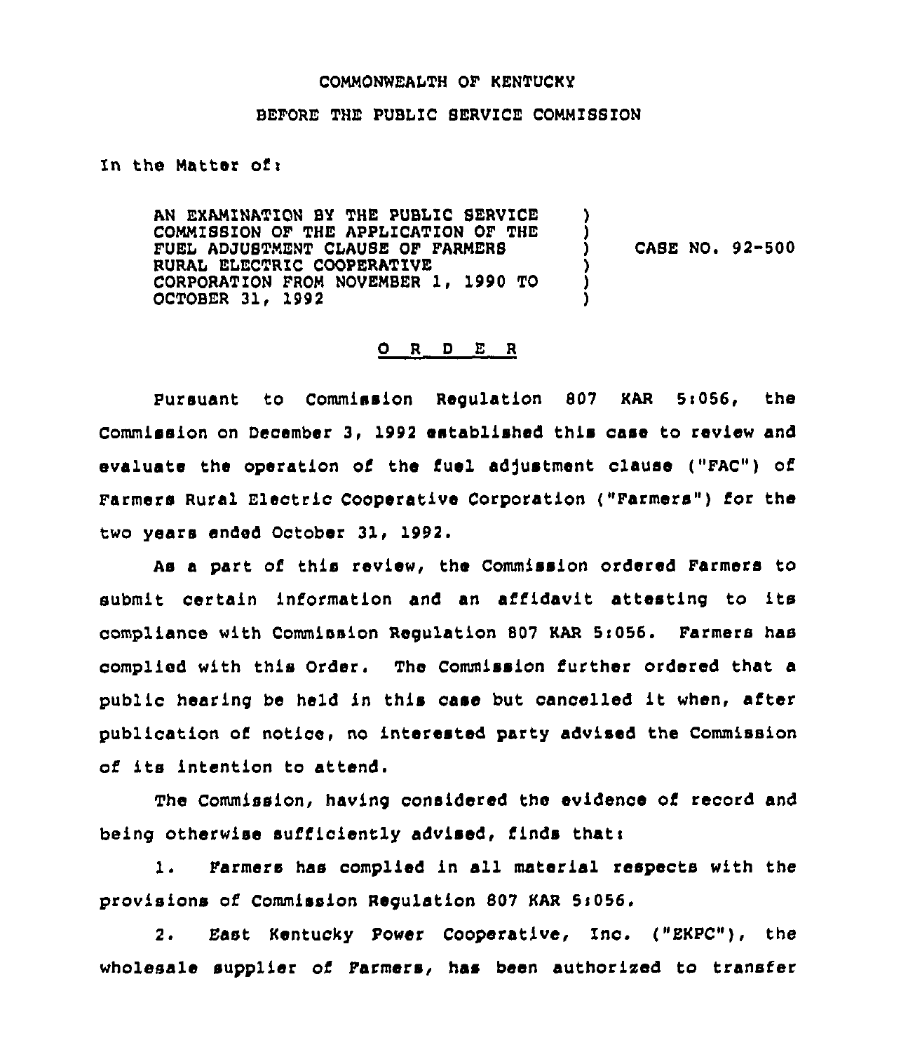COMMONWEALTH OF KENTUCKY

BEFORE THE PUBLIC SERVICE COMMISSION

In the Matter of:

| | | |
|---|---|---|
| AN EXAMINATION BY THE PUBLIC SERVICE COMMISSION OF THE APPLICATION OF THE FUEL ADJUSTMENT CLAUSE OF FARMERS RURAL ELECTRIC COOPERATIVE CORPORATION FROM NOVEMBER 1, 1990 TO OCTOBER 31, 1992 | ) | CASE NO. 92-500 |

O R D E R

Pursuant to Commission Regulation 807 KAR 5:056, the Commission on December 3, 1992 established this case to review and evaluate the operation of the fuel adjustment clause ("FAC") of Farmers Rural Electric Cooperative Corporation ("Farmers") for the two years ended October 31, 1992.

As a part of this review, the Commission ordered Farmers to submit certain information and an affidavit attesting to its compliance with Commission Regulation 807 KAR 5:056. Farmers has complied with this Order. The Commission further ordered that a public hearing be held in this case but cancelled it when, after publication of notice, no interested party advised the Commission of its intention to attend.

The Commission, having considered the evidence of record and being otherwise sufficiently advised, finds that:

1. Farmers has complied in all material respects with the provisions of Commission Regulation 807 KAR 5:056.

2. East Kentucky Power Cooperative, Inc. ("EKPC"), the wholesale supplier of Farmers, has been authorized to transfer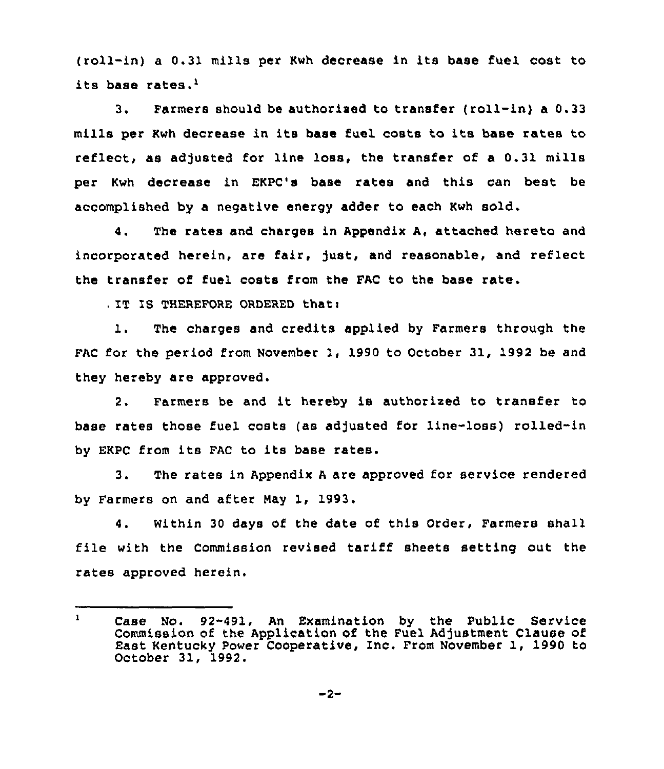(roll-in) a 0.31 mills per Kwh decrease in its base fuel cost to its base rates.[1]

3. Farmers should be authorized to transfer (roll-in) a 0.33 mills per Kwh decrease in its base fuel costs to its base rates to reflect, as adjusted for line loss, the transfer of a 0.31 mills per Kwh decrease in EKPC's base rates and this can best be accomplished by a negative energy adder to each Kwh sold.

4. The rates and charges in Appendix A, attached hereto and incorporated herein, are fair, just, and reasonable, and reflect the transfer of fuel costs from the FAC to the base rate.

IT IS THEREFORE ORDERED that:

1. The charges and credits applied by Farmers through the FAC for the period from November 1, 1990 to October 31, 1992 be and they hereby are approved.

2. Farmers be and it hereby is authorized to transfer to base rates those fuel costs (as adjusted for line-loss) rolled-in by EKPC from its FAC to its base rates.

3. The rates in Appendix A are approved for service rendered by Farmers on and after May 1, 1993.

4. Within 30 days of the date of this Order, Farmers shall file with the Commission revised tariff sheets setting out the rates approved herein.

---

[1] Case No. 92-491, An Examination by the Public Service Commission of the Application of the Fuel Adjustment Clause of East Kentucky Power Cooperative, Inc. From November 1, 1990 to October 31, 1992.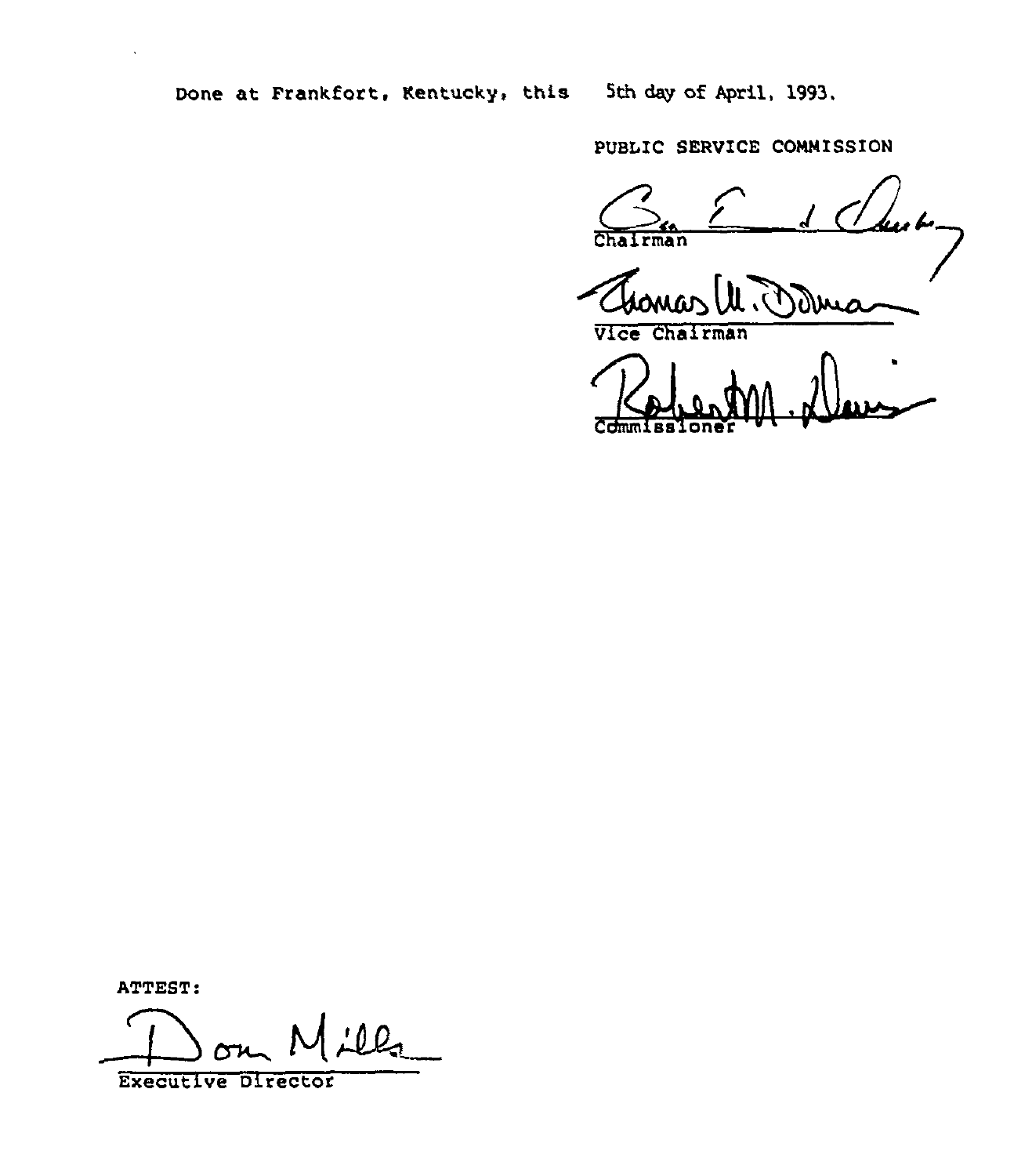Done at Frankfort, Kentucky, this 5th day of April, 1993.

PUBLIC SERVICE COMMISSION

Chairman

Vice Chairman

Commissioner

ATTEST:

Executive Director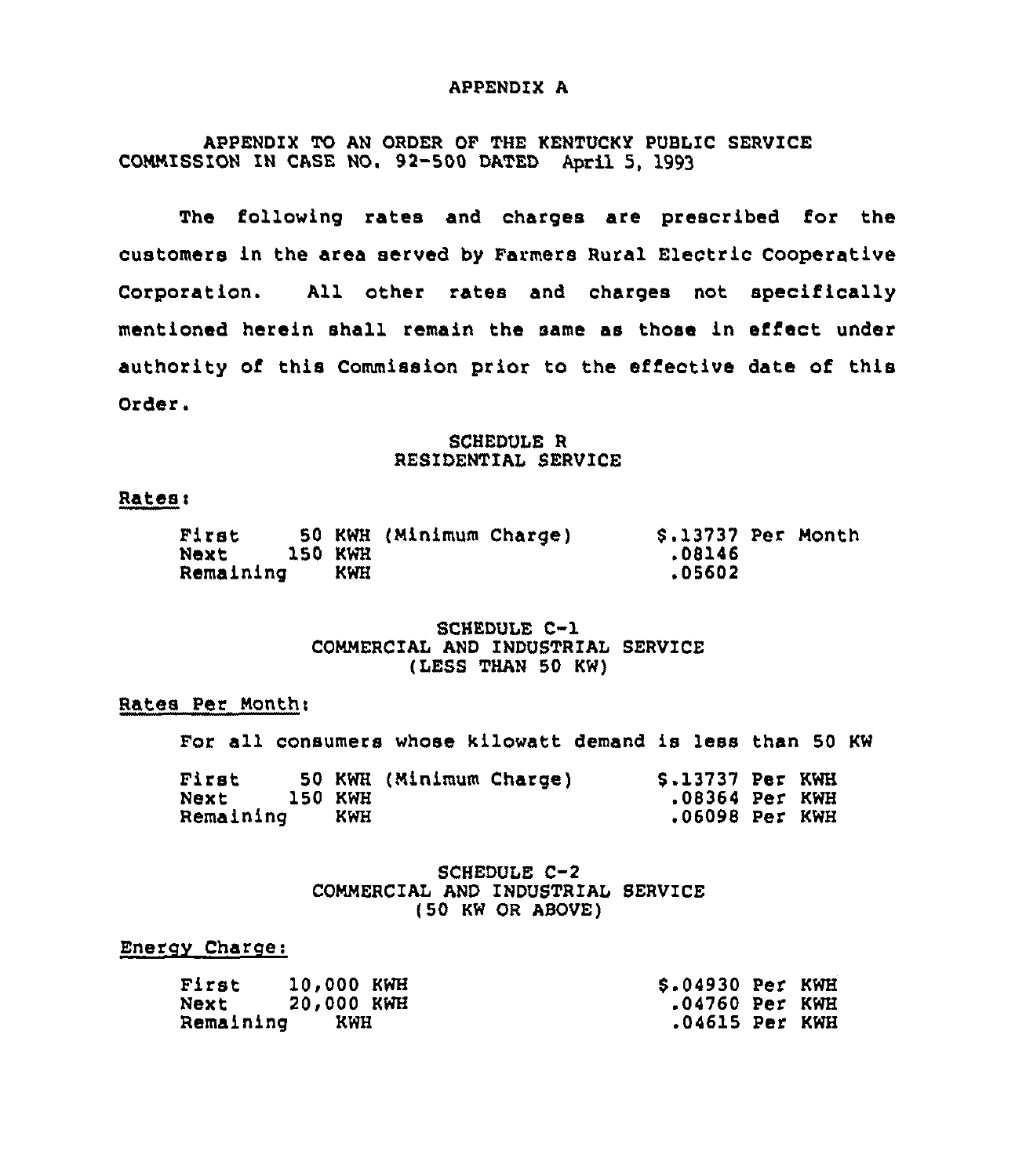# APPENDIX A

APPENDIX TO AN ORDER OF THE KENTUCKY PUBLIC SERVICE COMMISSION IN CASE NO. 92-500 DATED April 5, 1993

The following rates and charges are prescribed for the customers in the area served by Farmers Rural Electric Cooperative Corporation. All other rates and charges not specifically mentioned herein shall remain the same as those in effect under authority of this Commission prior to the effective date of this Order.

## SCHEDULE R
## RESIDENTIAL SERVICE

Rates:

| | | |
|---|---|---|
| First 50 KWH (Minimum Charge) | $.13737 | Per Month |
| Next 150 KWH | .08146 | |
| Remaining KWH | .05602 | |

## SCHEDULE C-1
## COMMERCIAL AND INDUSTRIAL SERVICE
## (LESS THAN 50 KW)

Rates Per Month:

For all consumers whose kilowatt demand is less than 50 KW

| | | |
|---|---|---|
| First 50 KWH (Minimum Charge) | $.13737 | Per KWH |
| Next 150 KWH | .08364 | Per KWH |
| Remaining KWH | .06098 | Per KWH |

## SCHEDULE C-2
## COMMERCIAL AND INDUSTRIAL SERVICE
## (50 KW OR ABOVE)

Energy Charge:

| | | |
|---|---|---|
| First 10,000 KWH | $.04930 | Per KWH |
| Next 20,000 KWH | .04760 | Per KWH |
| Remaining KWH | .04615 | Per KWH |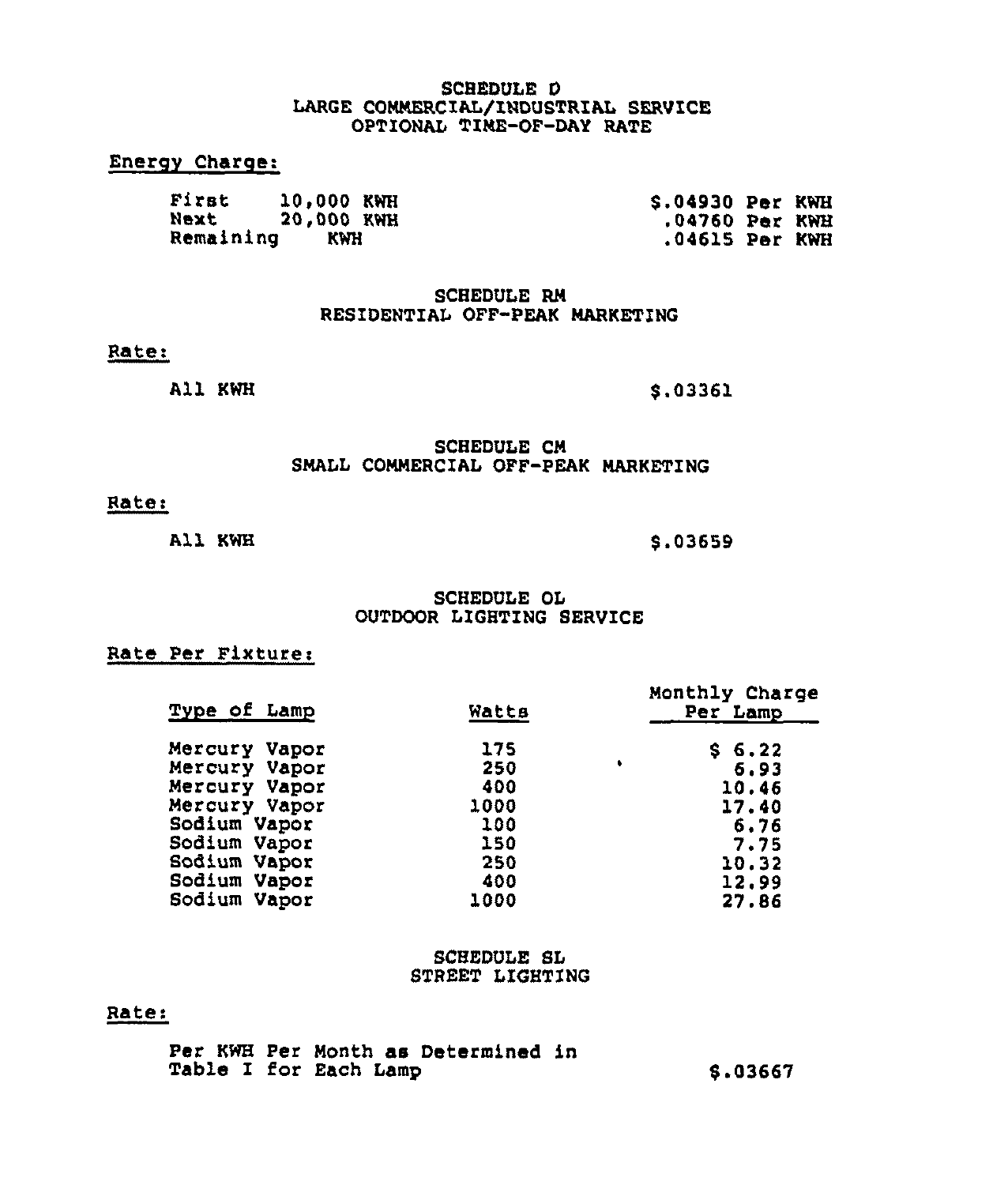## SCHEDULE D
## LARGE COMMERCIAL/INDUSTRIAL SERVICE
## OPTIONAL TIME-OF-DAY RATE

Energy Charge:

| | | |
|---|---|---|
| First | 10,000 KWH | $.04930 Per KWH |
| Next | 20,000 KWH | .04760 Per KWH |
| Remaining | KWH | .04615 Per KWH |

## SCHEDULE RM
## RESIDENTIAL OFF-PEAK MARKETING

Rate:

All KWH $.03361

## SCHEDULE CM
## SMALL COMMERCIAL OFF-PEAK MARKETING

Rate:

All KWH $.03659

## SCHEDULE OL
## OUTDOOR LIGHTING SERVICE

Rate Per Fixture:

| Type of Lamp | Watts | Monthly Charge Per Lamp |
|---|---|---|
| Mercury Vapor | 175 | $ 6.22 |
| Mercury Vapor | 250 | 6.93 |
| Mercury Vapor | 400 | 10.46 |
| Mercury Vapor | 1000 | 17.40 |
| Sodium Vapor | 100 | 6.76 |
| Sodium Vapor | 150 | 7.75 |
| Sodium Vapor | 250 | 10.32 |
| Sodium Vapor | 400 | 12.99 |
| Sodium Vapor | 1000 | 27.86 |

## SCHEDULE SL
## STREET LIGHTING

Rate:

Per KWH Per Month as Determined in Table I for Each Lamp $.03667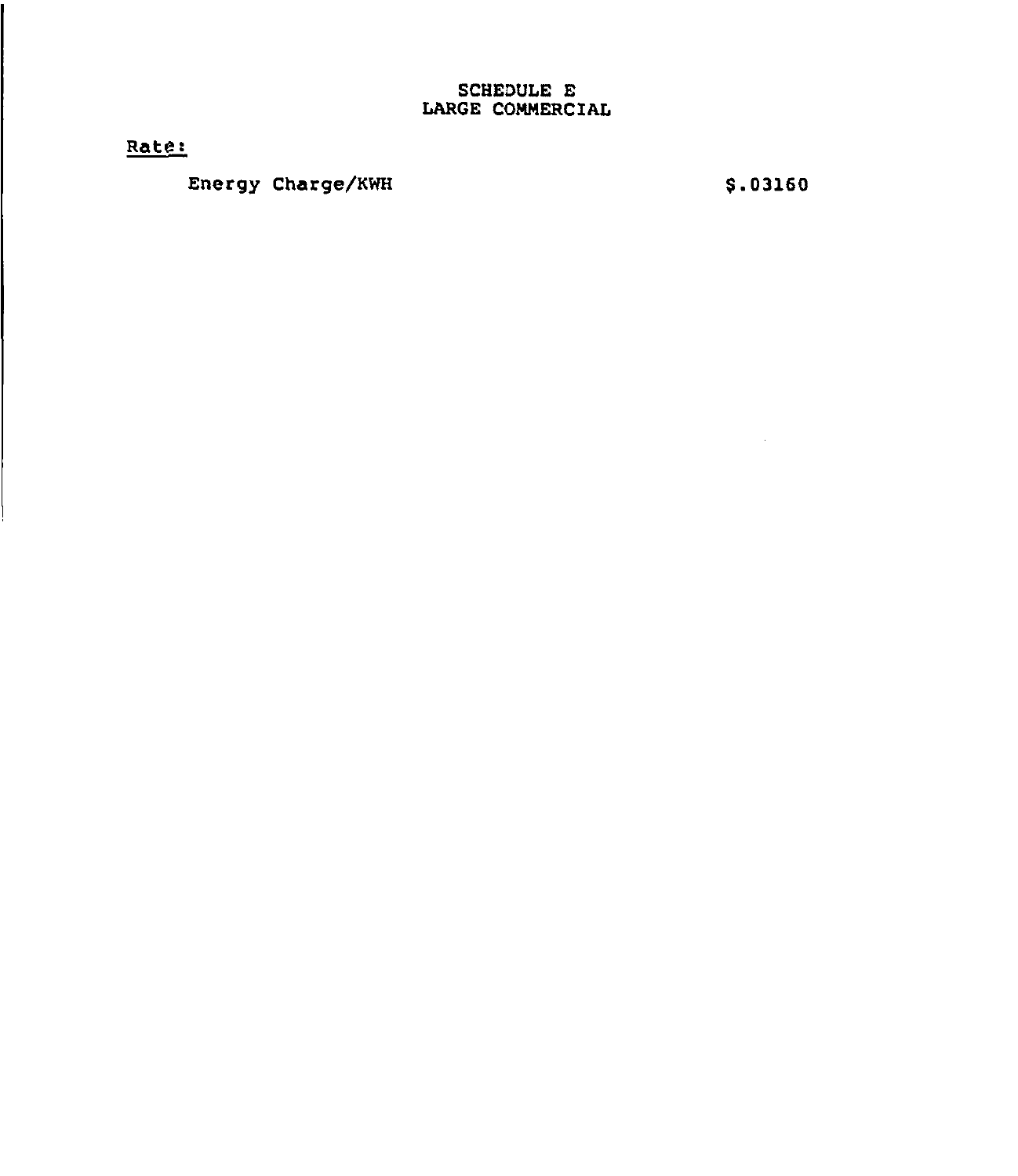# SCHEDULE E
## LARGE COMMERCIAL

<u>Rate:</u>

| | |
|---|---|
| Energy Charge/KWH | $.03160 |